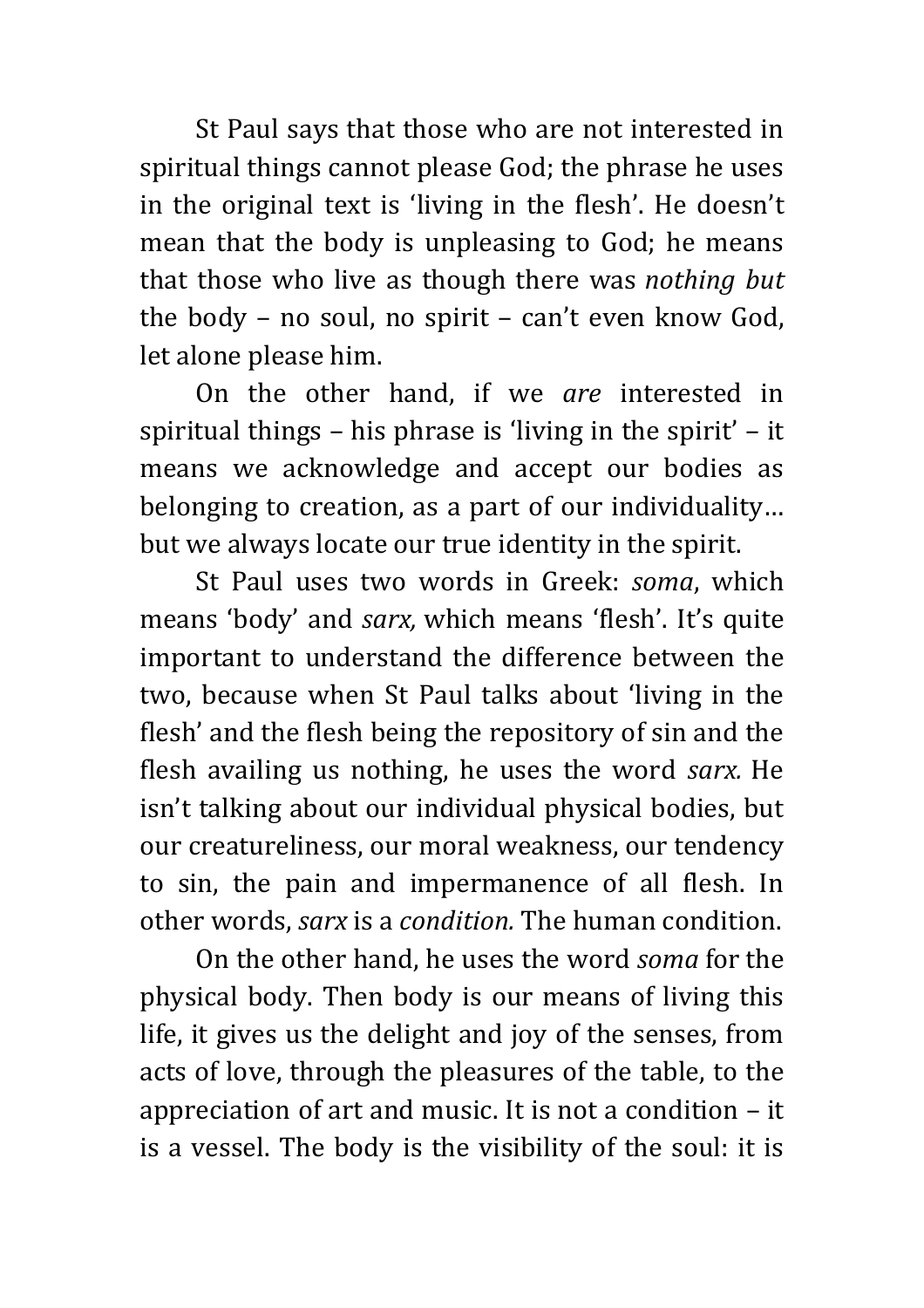St Paul says that those who are not interested in spiritual things cannot please God; the phrase he uses in the original text is 'living in the flesh'. He doesn't mean that the body is unpleasing to God; he means that those who live as though there was *nothing but* the body – no soul, no spirit – can't even know God, let alone please him.

On the other hand, if we *are* interested in spiritual things – his phrase is 'living in the spirit' – it means we acknowledge and accept our bodies as belonging to creation, as a part of our individuality… but we always locate our true identity in the spirit.

St Paul uses two words in Greek: *soma*, which means 'body' and *sarx,* which means 'flesh'. It's quite important to understand the difference between the two, because when St Paul talks about 'living in the flesh' and the flesh being the repository of sin and the flesh availing us nothing, he uses the word *sarx.* He isn't talking about our individual physical bodies, but our creatureliness, our moral weakness, our tendency to sin, the pain and impermanence of all flesh. In other words, *sarx* is a *condition.* The human condition.

On the other hand, he uses the word *soma* for the physical body. Then body is our means of living this life, it gives us the delight and joy of the senses, from acts of love, through the pleasures of the table, to the appreciation of art and music. It is not a condition – it is a vessel. The body is the visibility of the soul: it is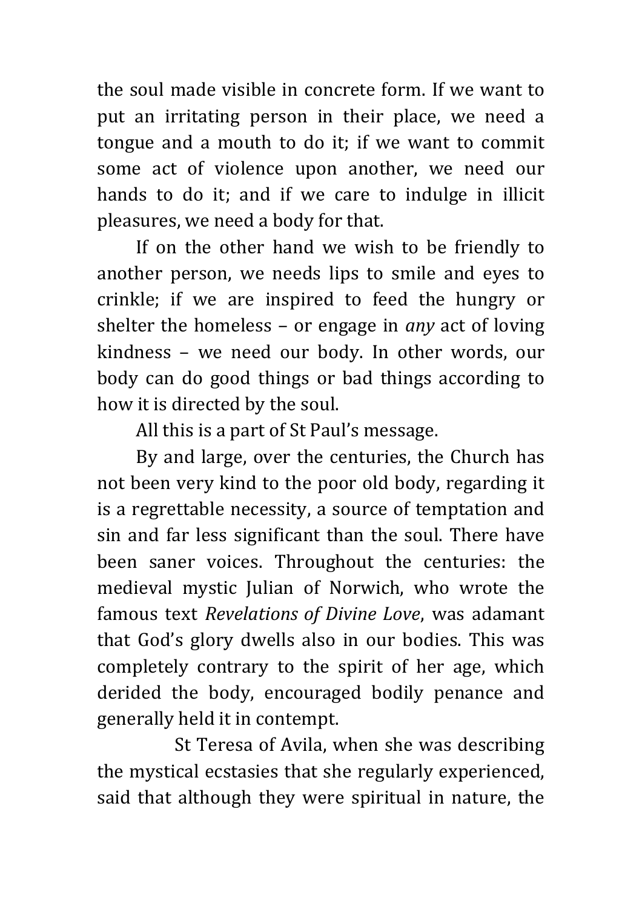the soul made visible in concrete form. If we want to put an irritating person in their place, we need a tongue and a mouth to do it; if we want to commit some act of violence upon another, we need our hands to do it; and if we care to indulge in illicit pleasures, we need a body for that.

If on the other hand we wish to be friendly to another person, we needs lips to smile and eyes to crinkle; if we are inspired to feed the hungry or shelter the homeless – or engage in *any* act of loving kindness – we need our body. In other words, our body can do good things or bad things according to how it is directed by the soul.

All this is a part of St Paul's message.

By and large, over the centuries, the Church has not been very kind to the poor old body, regarding it is a regrettable necessity, a source of temptation and sin and far less significant than the soul. There have been saner voices. Throughout the centuries: the medieval mystic Julian of Norwich, who wrote the famous text *Revelations of Divine Love*, was adamant that God's glory dwells also in our bodies. This was completely contrary to the spirit of her age, which derided the body, encouraged bodily penance and generally held it in contempt.

St Teresa of Avila, when she was describing the mystical ecstasies that she regularly experienced, said that although they were spiritual in nature, the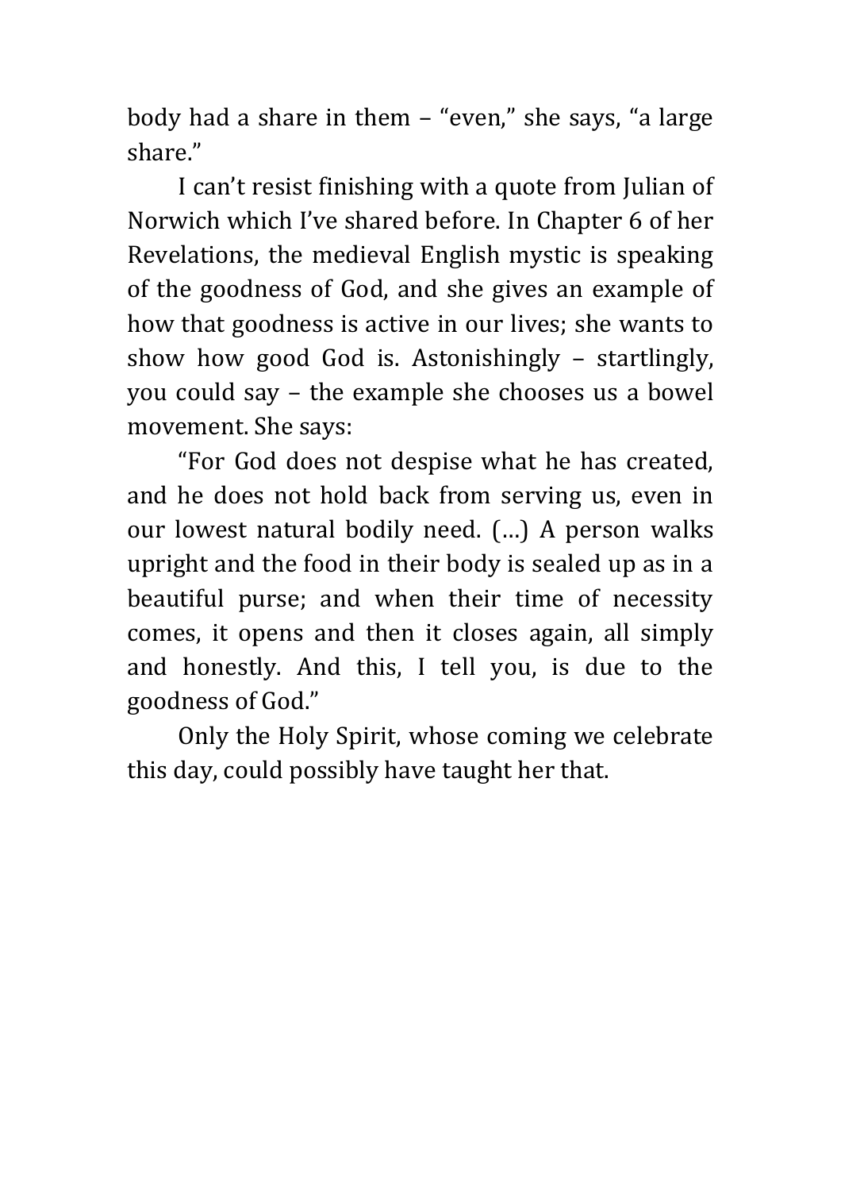body had a share in them – "even," she says, "a large share."

I can't resist finishing with a quote from Julian of Norwich which I've shared before. In Chapter 6 of her Revelations, the medieval English mystic is speaking of the goodness of God, and she gives an example of how that goodness is active in our lives; she wants to show how good God is. Astonishingly – startlingly, you could say – the example she chooses us a bowel movement. She says:

"For God does not despise what he has created, and he does not hold back from serving us, even in our lowest natural bodily need. (…) A person walks upright and the food in their body is sealed up as in a beautiful purse; and when their time of necessity comes, it opens and then it closes again, all simply and honestly. And this, I tell you, is due to the goodness of God."

Only the Holy Spirit, whose coming we celebrate this day, could possibly have taught her that.